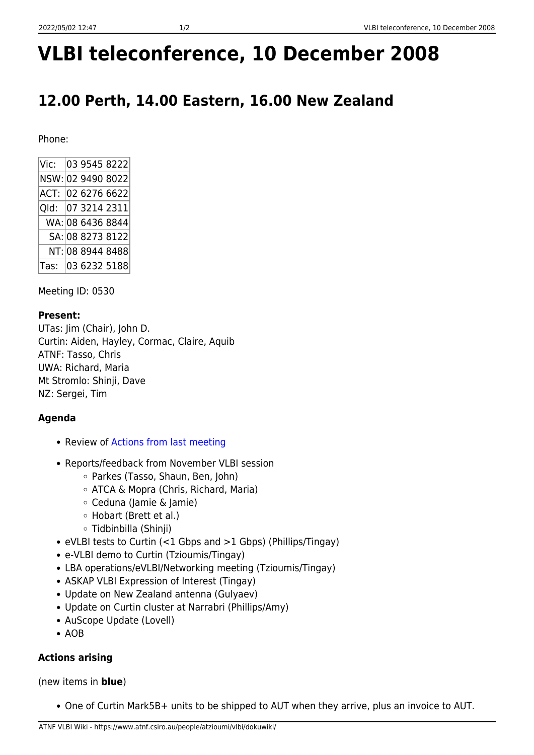# VLBI teleconference, 10 December 2008

## 12.00 Perth, 14.00 Eastern, 16.00 New Zealand

Phone:

| | |
|---|---|
| Vic: | 03 9545 8222 |
| NSW: | 02 9490 8022 |
| ACT: | 02 6276 6622 |
| Qld: | 07 3214 2311 |
| WA: | 08 6436 8844 |
| SA: | 08 8273 8122 |
| NT: | 08 8944 8488 |
| Tas: | 03 6232 5188 |

Meeting ID: 0530

**Present:**
UTas: Jim (Chair), John D.
Curtin: Aiden, Hayley, Cormac, Claire, Aquib
ATNF: Tasso, Chris
UWA: Richard, Maria
Mt Stromlo: Shinji, Dave
NZ: Sergei, Tim

**Agenda**

- Review of Actions from last meeting
- Reports/feedback from November VLBI session
  - Parkes (Tasso, Shaun, Ben, John)
  - ATCA & Mopra (Chris, Richard, Maria)
  - Ceduna (Jamie & Jamie)
  - Hobart (Brett et al.)
  - Tidbinbilla (Shinji)
- eVLBI tests to Curtin (<1 Gbps and >1 Gbps) (Phillips/Tingay)
- e-VLBI demo to Curtin (Tzioumis/Tingay)
- LBA operations/eVLBI/Networking meeting (Tzioumis/Tingay)
- ASKAP VLBI Expression of Interest (Tingay)
- Update on New Zealand antenna (Gulyaev)
- Update on Curtin cluster at Narrabri (Phillips/Amy)
- AuScope Update (Lovell)
- AOB

**Actions arising**

(new items in **blue**)

- One of Curtin Mark5B+ units to be shipped to AUT when they arrive, plus an invoice to AUT.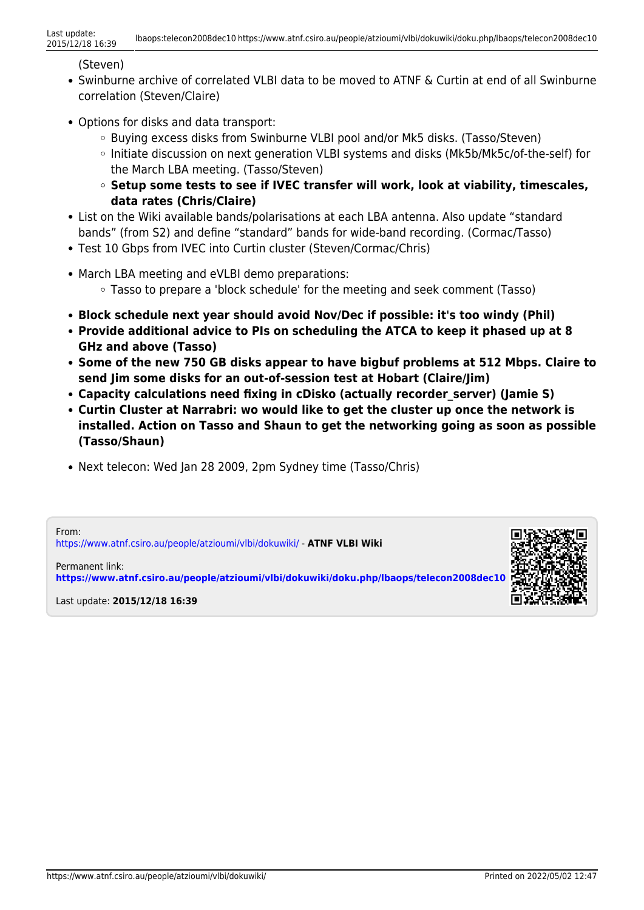(Steven)
- Swinburne archive of correlated VLBI data to be moved to ATNF & Curtin at end of all Swinburne correlation (Steven/Claire)

- Options for disks and data transport:
  - Buying excess disks from Swinburne VLBI pool and/or Mk5 disks. (Tasso/Steven)
  - Initiate discussion on next generation VLBI systems and disks (Mk5b/Mk5c/of-the-self) for the March LBA meeting. (Tasso/Steven)
  - **Setup some tests to see if IVEC transfer will work, look at viability, timescales, data rates (Chris/Claire)**
- List on the Wiki available bands/polarisations at each LBA antenna. Also update "standard bands" (from S2) and define "standard" bands for wide-band recording. (Cormac/Tasso)
- Test 10 Gbps from IVEC into Curtin cluster (Steven/Cormac/Chris)

- March LBA meeting and eVLBI demo preparations:
  - Tasso to prepare a 'block schedule' for the meeting and seek comment (Tasso)

- **Block schedule next year should avoid Nov/Dec if possible: it's too windy (Phil)**
- **Provide additional advice to PIs on scheduling the ATCA to keep it phased up at 8 GHz and above (Tasso)**
- **Some of the new 750 GB disks appear to have bigbuf problems at 512 Mbps. Claire to send Jim some disks for an out-of-session test at Hobart (Claire/Jim)**
- **Capacity calculations need fixing in cDisko (actually recorder_server) (Jamie S)**
- **Curtin Cluster at Narrabri: wo would like to get the cluster up once the network is installed. Action on Tasso and Shaun to get the networking going as soon as possible (Tasso/Shaun)**

- Next telecon: Wed Jan 28 2009, 2pm Sydney time (Tasso/Chris)

From:
https://www.atnf.csiro.au/people/atzioumi/vlbi/dokuwiki/ - **ATNF VLBI Wiki**

Permanent link:
**https://www.atnf.csiro.au/people/atzioumi/vlbi/dokuwiki/doku.php/lbaops/telecon2008dec10**

Last update: **2015/12/18 16:39**